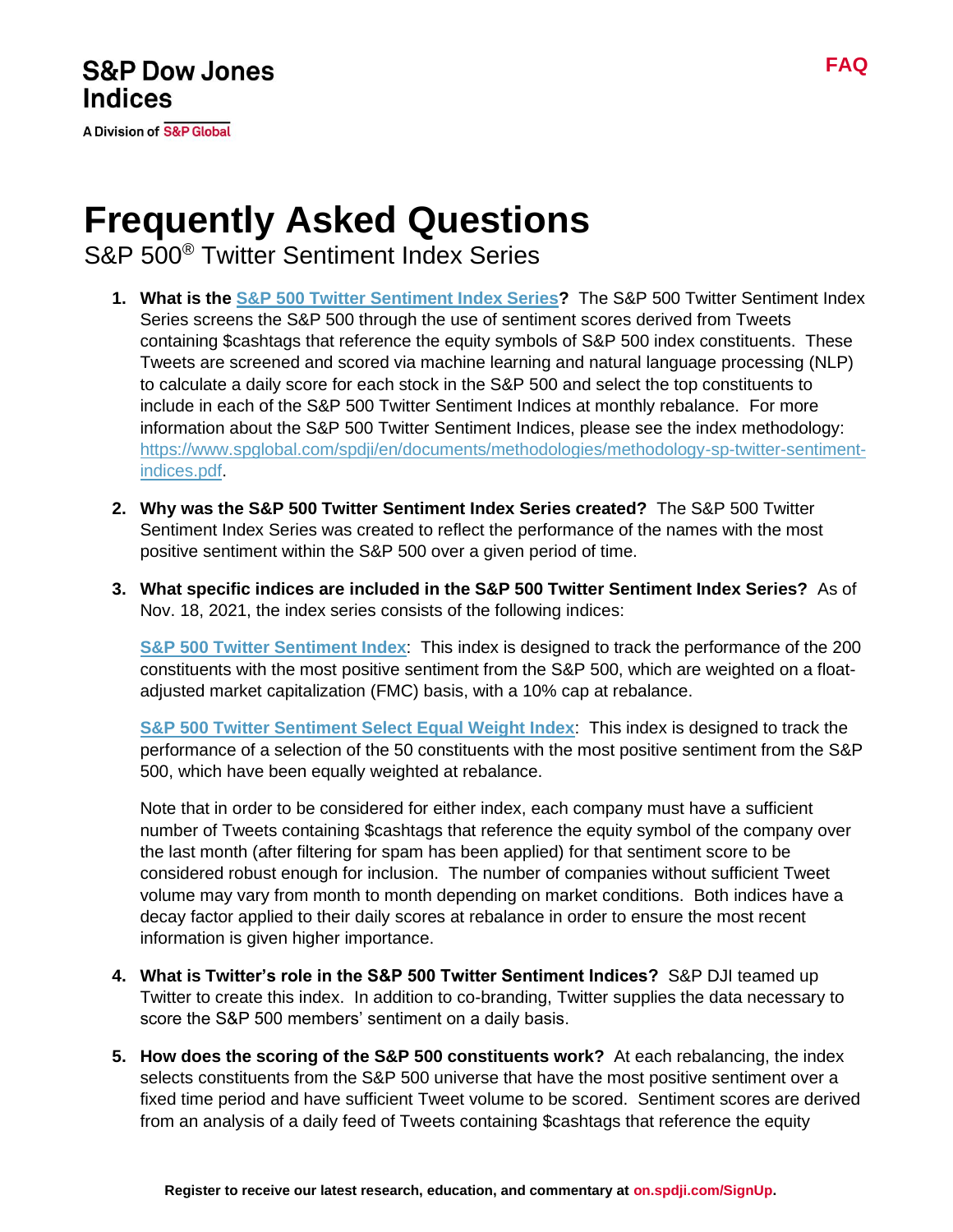S&P Dow Jones Indices

A Division of S&P Global

FAQ

# Frequently Asked Questions

## S&P 500® Twitter Sentiment Index Series

1. **What is the S&P 500 Twitter Sentiment Index Series?** The S&P 500 Twitter Sentiment Index Series screens the S&P 500 through the use of sentiment scores derived from Tweets containing $cashtags that reference the equity symbols of S&P 500 index constituents. These Tweets are screened and scored via machine learning and natural language processing (NLP) to calculate a daily score for each stock in the S&P 500 and select the top constituents to include in each of the S&P 500 Twitter Sentiment Indices at monthly rebalance. For more information about the S&P 500 Twitter Sentiment Indices, please see the index methodology: https://www.spglobal.com/spdji/en/documents/methodologies/methodology-sp-twitter-sentiment-indices.pdf.

2. **Why was the S&P 500 Twitter Sentiment Index Series created?** The S&P 500 Twitter Sentiment Index Series was created to reflect the performance of the names with the most positive sentiment within the S&P 500 over a given period of time.

3. **What specific indices are included in the S&P 500 Twitter Sentiment Index Series?** As of Nov. 18, 2021, the index series consists of the following indices:

   **S&P 500 Twitter Sentiment Index**: This index is designed to track the performance of the 200 constituents with the most positive sentiment from the S&P 500, which are weighted on a float-adjusted market capitalization (FMC) basis, with a 10% cap at rebalance.

   **S&P 500 Twitter Sentiment Select Equal Weight Index**: This index is designed to track the performance of a selection of the 50 constituents with the most positive sentiment from the S&P 500, which have been equally weighted at rebalance.

   Note that in order to be considered for either index, each company must have a sufficient number of Tweets containing $cashtags that reference the equity symbol of the company over the last month (after filtering for spam has been applied) for that sentiment score to be considered robust enough for inclusion. The number of companies without sufficient Tweet volume may vary from month to month depending on market conditions. Both indices have a decay factor applied to their daily scores at rebalance in order to ensure the most recent information is given higher importance.

4. **What is Twitter's role in the S&P 500 Twitter Sentiment Indices?** S&P DJI teamed up Twitter to create this index. In addition to co-branding, Twitter supplies the data necessary to score the S&P 500 members' sentiment on a daily basis.

5. **How does the scoring of the S&P 500 constituents work?** At each rebalancing, the index selects constituents from the S&P 500 universe that have the most positive sentiment over a fixed time period and have sufficient Tweet volume to be scored. Sentiment scores are derived from an analysis of a daily feed of Tweets containing $cashtags that reference the equity

Register to receive our latest research, education, and commentary at on.spdji.com/SignUp.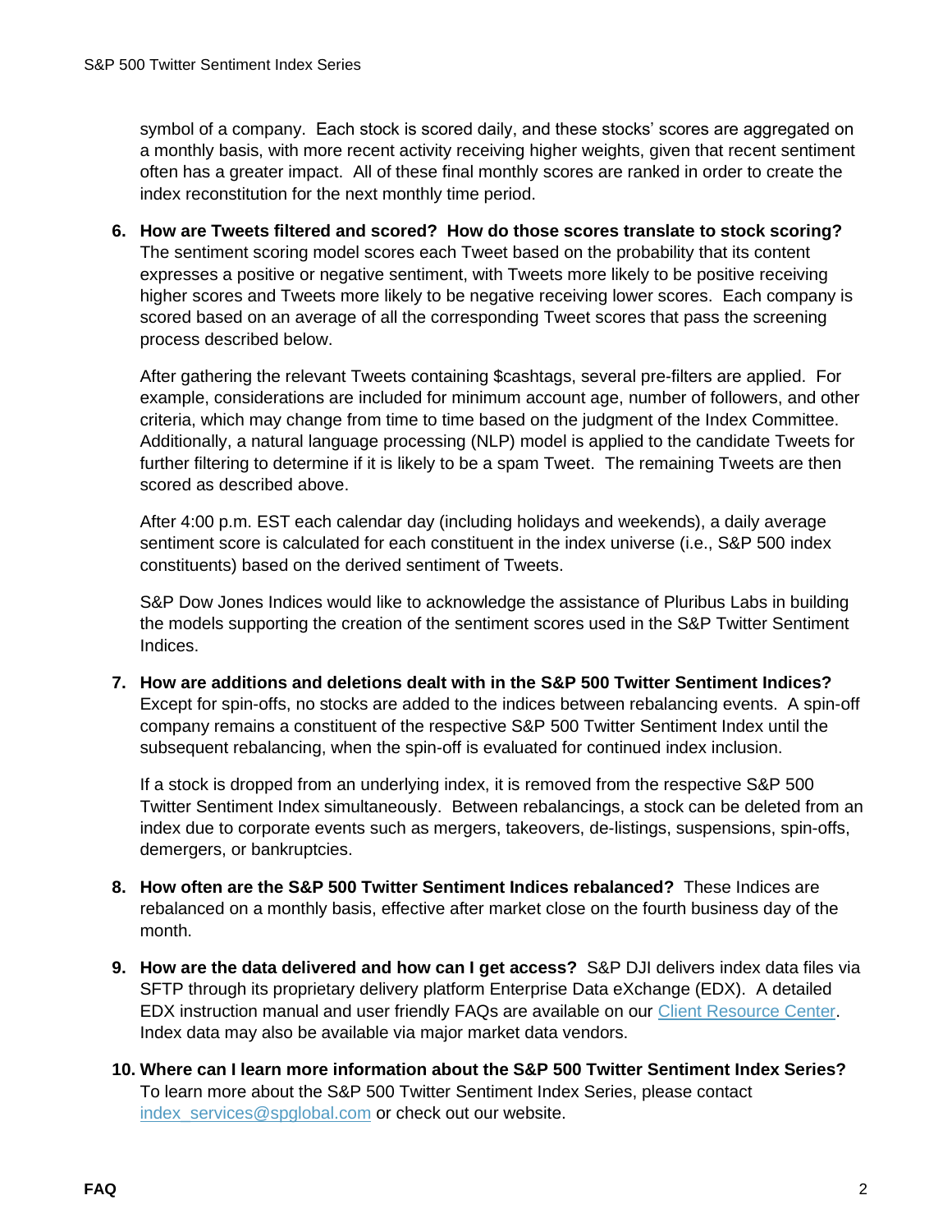symbol of a company. Each stock is scored daily, and these stocks' scores are aggregated on a monthly basis, with more recent activity receiving higher weights, given that recent sentiment often has a greater impact. All of these final monthly scores are ranked in order to create the index reconstitution for the next monthly time period.

6. **How are Tweets filtered and scored? How do those scores translate to stock scoring?** The sentiment scoring model scores each Tweet based on the probability that its content expresses a positive or negative sentiment, with Tweets more likely to be positive receiving higher scores and Tweets more likely to be negative receiving lower scores. Each company is scored based on an average of all the corresponding Tweet scores that pass the screening process described below.

   After gathering the relevant Tweets containing $cashtags, several pre-filters are applied. For example, considerations are included for minimum account age, number of followers, and other criteria, which may change from time to time based on the judgment of the Index Committee. Additionally, a natural language processing (NLP) model is applied to the candidate Tweets for further filtering to determine if it is likely to be a spam Tweet. The remaining Tweets are then scored as described above.

   After 4:00 p.m. EST each calendar day (including holidays and weekends), a daily average sentiment score is calculated for each constituent in the index universe (i.e., S&P 500 index constituents) based on the derived sentiment of Tweets.

   S&P Dow Jones Indices would like to acknowledge the assistance of Pluribus Labs in building the models supporting the creation of the sentiment scores used in the S&P Twitter Sentiment Indices.

7. **How are additions and deletions dealt with in the S&P 500 Twitter Sentiment Indices?** Except for spin-offs, no stocks are added to the indices between rebalancing events. A spin-off company remains a constituent of the respective S&P 500 Twitter Sentiment Index until the subsequent rebalancing, when the spin-off is evaluated for continued index inclusion.

   If a stock is dropped from an underlying index, it is removed from the respective S&P 500 Twitter Sentiment Index simultaneously. Between rebalancings, a stock can be deleted from an index due to corporate events such as mergers, takeovers, de-listings, suspensions, spin-offs, demergers, or bankruptcies.

8. **How often are the S&P 500 Twitter Sentiment Indices rebalanced?** These Indices are rebalanced on a monthly basis, effective after market close on the fourth business day of the month.

9. **How are the data delivered and how can I get access?** S&P DJI delivers index data files via SFTP through its proprietary delivery platform Enterprise Data eXchange (EDX). A detailed EDX instruction manual and user friendly FAQs are available on our [Client Resource Center](). Index data may also be available via major market data vendors.

10. **Where can I learn more information about the S&P 500 Twitter Sentiment Index Series?** To learn more about the S&P 500 Twitter Sentiment Index Series, please contact [index_services@spglobal.com]() or check out our website.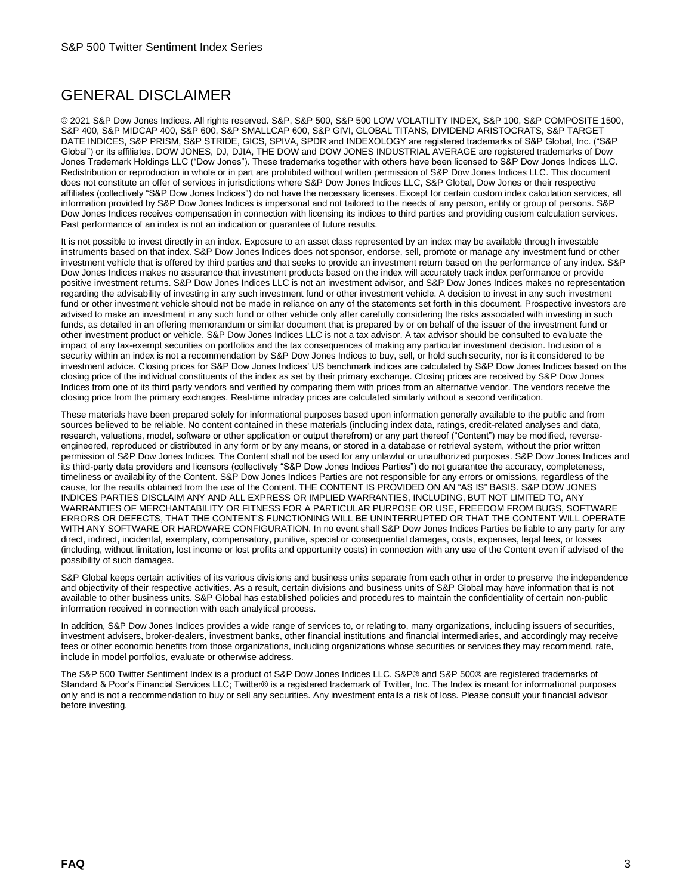# GENERAL DISCLAIMER

© 2021 S&P Dow Jones Indices. All rights reserved. S&P, S&P 500, S&P 500 LOW VOLATILITY INDEX, S&P 100, S&P COMPOSITE 1500, S&P 400, S&P MIDCAP 400, S&P 600, S&P SMALLCAP 600, S&P GIVI, GLOBAL TITANS, DIVIDEND ARISTOCRATS, S&P TARGET DATE INDICES, S&P PRISM, S&P STRIDE, GICS, SPIVA, SPDR and INDEXOLOGY are registered trademarks of S&P Global, Inc. ("S&P Global") or its affiliates. DOW JONES, DJ, DJIA, THE DOW and DOW JONES INDUSTRIAL AVERAGE are registered trademarks of Dow Jones Trademark Holdings LLC ("Dow Jones"). These trademarks together with others have been licensed to S&P Dow Jones Indices LLC. Redistribution or reproduction in whole or in part are prohibited without written permission of S&P Dow Jones Indices LLC. This document does not constitute an offer of services in jurisdictions where S&P Dow Jones Indices LLC, S&P Global, Dow Jones or their respective affiliates (collectively "S&P Dow Jones Indices") do not have the necessary licenses. Except for certain custom index calculation services, all information provided by S&P Dow Jones Indices is impersonal and not tailored to the needs of any person, entity or group of persons. S&P Dow Jones Indices receives compensation in connection with licensing its indices to third parties and providing custom calculation services. Past performance of an index is not an indication or guarantee of future results.

It is not possible to invest directly in an index. Exposure to an asset class represented by an index may be available through investable instruments based on that index. S&P Dow Jones Indices does not sponsor, endorse, sell, promote or manage any investment fund or other investment vehicle that is offered by third parties and that seeks to provide an investment return based on the performance of any index. S&P Dow Jones Indices makes no assurance that investment products based on the index will accurately track index performance or provide positive investment returns. S&P Dow Jones Indices LLC is not an investment advisor, and S&P Dow Jones Indices makes no representation regarding the advisability of investing in any such investment fund or other investment vehicle. A decision to invest in any such investment fund or other investment vehicle should not be made in reliance on any of the statements set forth in this document. Prospective investors are advised to make an investment in any such fund or other vehicle only after carefully considering the risks associated with investing in such funds, as detailed in an offering memorandum or similar document that is prepared by or on behalf of the issuer of the investment fund or other investment product or vehicle. S&P Dow Jones Indices LLC is not a tax advisor. A tax advisor should be consulted to evaluate the impact of any tax-exempt securities on portfolios and the tax consequences of making any particular investment decision. Inclusion of a security within an index is not a recommendation by S&P Dow Jones Indices to buy, sell, or hold such security, nor is it considered to be investment advice. Closing prices for S&P Dow Jones Indices' US benchmark indices are calculated by S&P Dow Jones Indices based on the closing price of the individual constituents of the index as set by their primary exchange. Closing prices are received by S&P Dow Jones Indices from one of its third party vendors and verified by comparing them with prices from an alternative vendor. The vendors receive the closing price from the primary exchanges. Real-time intraday prices are calculated similarly without a second verification.

These materials have been prepared solely for informational purposes based upon information generally available to the public and from sources believed to be reliable. No content contained in these materials (including index data, ratings, credit-related analyses and data, research, valuations, model, software or other application or output therefrom) or any part thereof ("Content") may be modified, reverse-engineered, reproduced or distributed in any form or by any means, or stored in a database or retrieval system, without the prior written permission of S&P Dow Jones Indices. The Content shall not be used for any unlawful or unauthorized purposes. S&P Dow Jones Indices and its third-party data providers and licensors (collectively "S&P Dow Jones Indices Parties") do not guarantee the accuracy, completeness, timeliness or availability of the Content. S&P Dow Jones Indices Parties are not responsible for any errors or omissions, regardless of the cause, for the results obtained from the use of the Content. THE CONTENT IS PROVIDED ON AN "AS IS" BASIS. S&P DOW JONES INDICES PARTIES DISCLAIM ANY AND ALL EXPRESS OR IMPLIED WARRANTIES, INCLUDING, BUT NOT LIMITED TO, ANY WARRANTIES OF MERCHANTABILITY OR FITNESS FOR A PARTICULAR PURPOSE OR USE, FREEDOM FROM BUGS, SOFTWARE ERRORS OR DEFECTS, THAT THE CONTENT'S FUNCTIONING WILL BE UNINTERRUPTED OR THAT THE CONTENT WILL OPERATE WITH ANY SOFTWARE OR HARDWARE CONFIGURATION. In no event shall S&P Dow Jones Indices Parties be liable to any party for any direct, indirect, incidental, exemplary, compensatory, punitive, special or consequential damages, costs, expenses, legal fees, or losses (including, without limitation, lost income or lost profits and opportunity costs) in connection with any use of the Content even if advised of the possibility of such damages.

S&P Global keeps certain activities of its various divisions and business units separate from each other in order to preserve the independence and objectivity of their respective activities. As a result, certain divisions and business units of S&P Global may have information that is not available to other business units. S&P Global has established policies and procedures to maintain the confidentiality of certain non-public information received in connection with each analytical process.

In addition, S&P Dow Jones Indices provides a wide range of services to, or relating to, many organizations, including issuers of securities, investment advisers, broker-dealers, investment banks, other financial institutions and financial intermediaries, and accordingly may receive fees or other economic benefits from those organizations, including organizations whose securities or services they may recommend, rate, include in model portfolios, evaluate or otherwise address.

The S&P 500 Twitter Sentiment Index is a product of S&P Dow Jones Indices LLC. S&P® and S&P 500® are registered trademarks of Standard & Poor's Financial Services LLC; Twitter® is a registered trademark of Twitter, Inc. The Index is meant for informational purposes only and is not a recommendation to buy or sell any securities. Any investment entails a risk of loss. Please consult your financial advisor before investing.